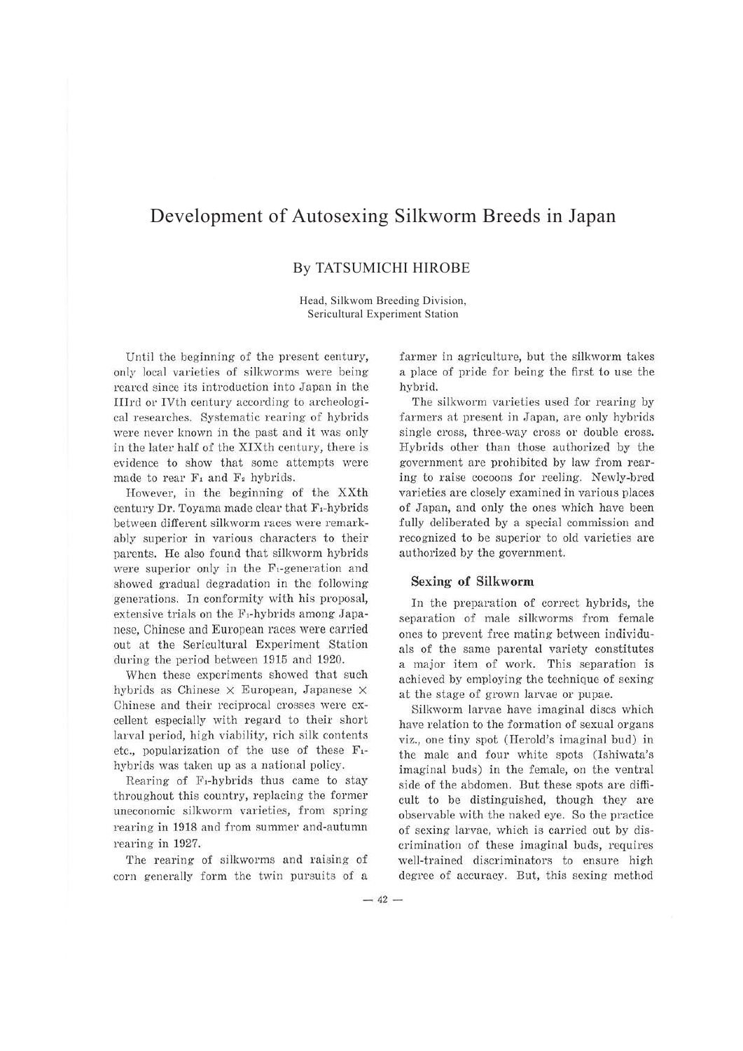# Development of Autosexing Silkworm Breeds in Japan

By TATSUMICHI HIROBE

Head, Silkwom Breeding Division, Sericultural Experiment Station

Until the beginning of the present century, only local varieties of silkworms were being reared since its introduction into Japan in the IIIrd or IVth century according to archeological researches. Systematic rearing of hybrids were never known in the past and it was only in the later half of the XIXth century, there is evidence to show that some attempts were made to rear $F_1$ and $F_2$ hybrids.

However, in the beginning of the XXth century Dr. Toyama made clear that $F_1$-hybrids between different silkworm races were remarkably superior in various characters to their parents. He also found that silkworm hybrids were superior only in the $F_1$-generation and showed gradual degradation in the following generations. In conformity with his proposal, extensive trials on the $F_1$-hybrids among Japanese, Chinese and European races were carried out at the Sericultural Experiment Station during the period between 1915 and 1920.

When these experiments showed that such hybrids as Chinese × European, Japanese × Chinese and their reciprocal crosses were excellent especially with regard to their short larval period, high viability, rich silk contents etc., popularization of the use of these $F_1$-hybrids was taken up as a national policy.

Rearing of $F_1$-hybrids thus came to stay throughout this country, replacing the former uneconomic silkworm varieties, from spring rearing in 1918 and from summer and-autumn rearing in 1927.

The rearing of silkworms and raising of corn generally form the twin pursuits of a farmer in agriculture, but the silkworm takes a place of pride for being the first to use the hybrid.

The silkworm varieties used for rearing by farmers at present in Japan, are only hybrids single cross, three-way cross or double cross. Hybrids other than those authorized by the government are prohibited by law from rearing to raise cocoons for reeling. Newly-bred varieties are closely examined in various places of Japan, and only the ones which have been fully deliberated by a special commission and recognized to be superior to old varieties are authorized by the government.

### Sexing of Silkworm

In the preparation of correct hybrids, the separation of male silkworms from female ones to prevent free mating between individuals of the same parental variety constitutes a major item of work. This separation is achieved by employing the technique of sexing at the stage of grown larvae or pupae.

Silkworm larvae have imaginal discs which have relation to the formation of sexual organs viz., one tiny spot (Herold's imaginal bud) in the male and four white spots (Ishiwata's imaginal buds) in the female, on the ventral side of the abdomen. But these spots are difficult to be distinguished, though they are observable with the naked eye. So the practice of sexing larvae, which is carried out by discrimination of these imaginal buds, requires well-trained discriminators to ensure high degree of accuracy. But, this sexing method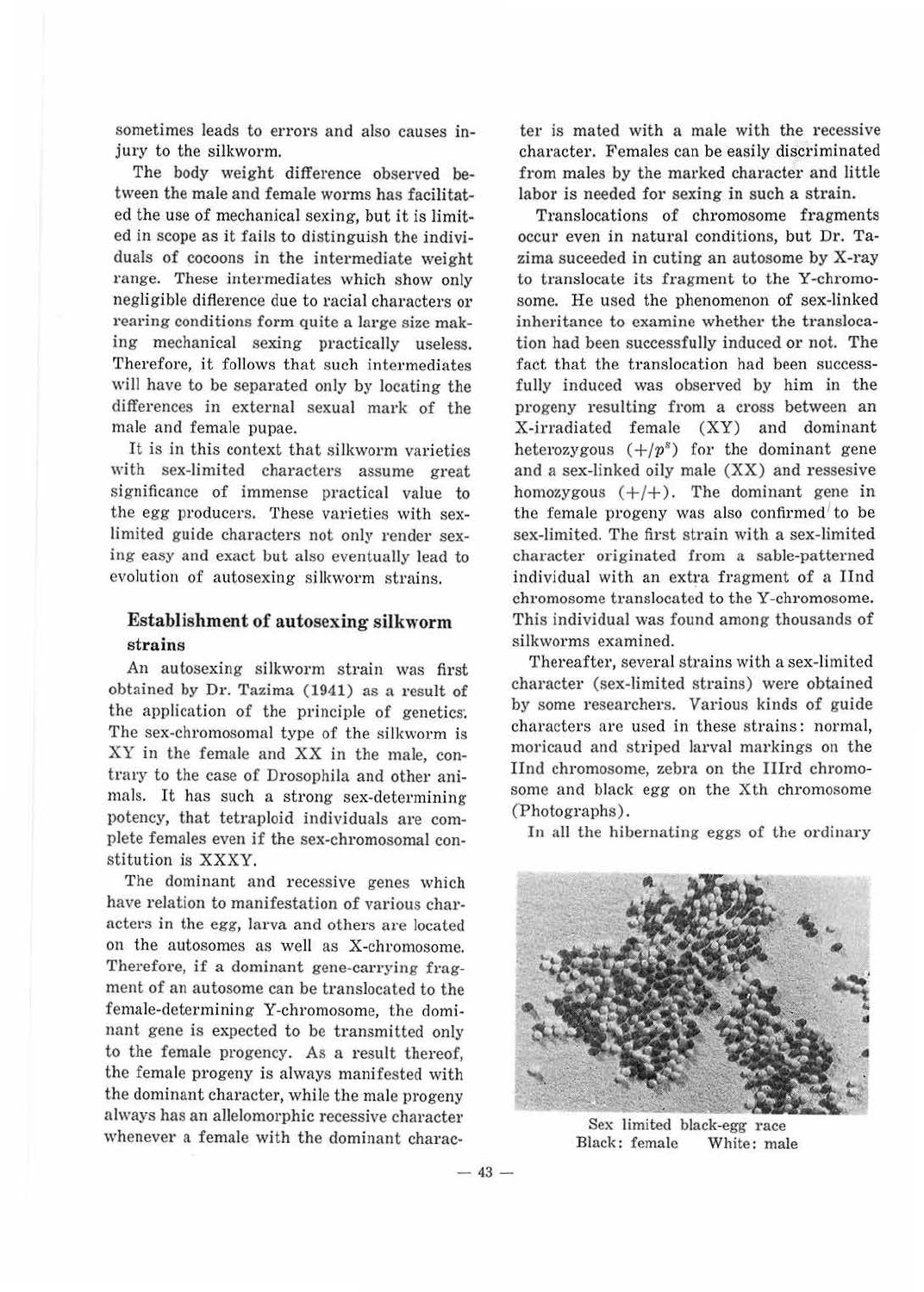sometimes leads to errors and also causes injury to the silkworm.

The body weight difference observed between the male and female worms has facilitated the use of mechanical sexing, but it is limited in scope as it fails to distinguish the individuals of cocoons in the intermediate weight range. These intermediates which show only negligible difference due to racial characters or rearing conditions form quite a large size making mechanical sexing practically useless. Therefore, it follows that such intermediates will have to be separated only by locating the differences in external sexual mark of the male and female pupae.

It is in this context that silkworm varieties with sex-limited characters assume great significance of immense practical value to the egg producers. These varieties with sex-limited guide characters not only render sexing easy and exact but also eventually lead to evolution of autosexing silkworm strains.

## Establishment of autosexing silkworm strains

An autosexing silkworm strain was first obtained by Dr. Tazima (1941) as a result of the application of the principle of genetics. The sex-chromosomal type of the silkworm is XY in the female and XX in the male, contrary to the case of Drosophila and other animals. It has such a strong sex-determining potency, that tetraploid individuals are complete females even if the sex-chromosomal constitution is XXXY.

The dominant and recessive genes which have relation to manifestation of various characters in the egg, larva and others are located on the autosomes as well as X-chromosome. Therefore, if a dominant gene-carrying fragment of an autosome can be translocated to the female-determining Y-chromosome, the dominant gene is expected to be transmitted only to the female progeny. As a result thereof, the female progeny is always manifested with the dominant character, while the male progeny always has an allelomorphic recessive character whenever a female with the dominant character is mated with a male with the recessive character. Females can be easily discriminated from males by the marked character and little labor is needed for sexing in such a strain.

Translocations of chromosome fragments occur even in natural conditions, but Dr. Tazima suceeded in cuting an autosome by X-ray to translocate its fragment to the Y-chromosome. He used the phenomenon of sex-linked inheritance to examine whether the translocation had been successfully induced or not. The fact that the translocation had been successfully induced was observed by him in the progeny resulting from a cross between an X-irradiated female (XY) and dominant heterozygous ($+/p^{s}$) for the dominant gene and a sex-linked oily male (XX) and ressesive homozygous ($+/+$). The dominant gene in the female progeny was also confirmed to be sex-limited. The first strain with a sex-limited character originated from a sable-patterned individual with an extra fragment of a IInd chromosome translocated to the Y-chromosome. This individual was found among thousands of silkworms examined.

Thereafter, several strains with a sex-limited character (sex-limited strains) were obtained by some researchers. Various kinds of guide characters are used in these strains: normal, moricaud and striped larval markings on the IInd chromosome, zebra on the IIIrd chromosome and black egg on the Xth chromosome (Photographs).

In all the hibernating eggs of the ordinary

Sex limited black-egg race
Black: female White: male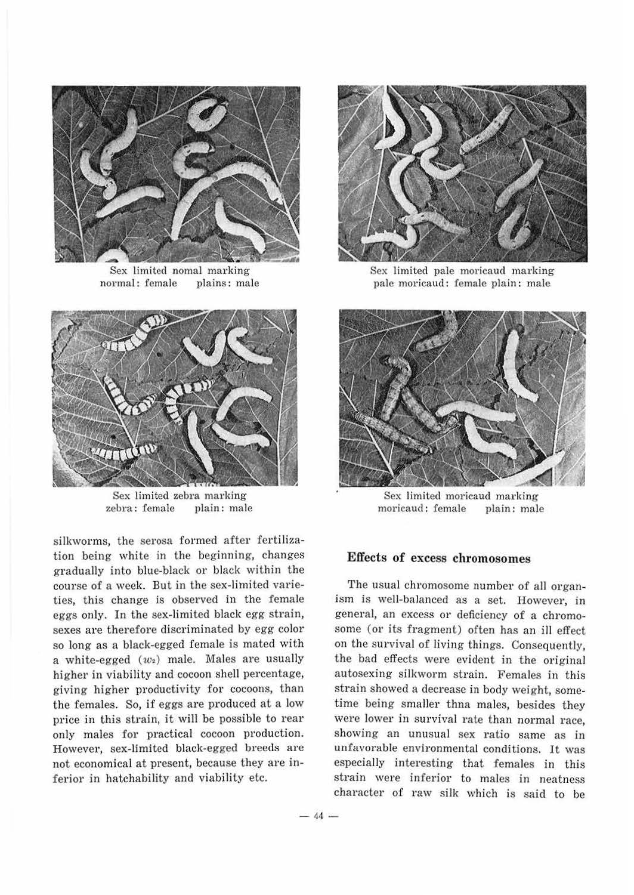Sex limited nomal marking
normal: female plains: male

Sex limited pale moricaud marking
pale moricaud: female plain: male

Sex limited zebra marking
zebra: female plain: male

Sex limited moricaud marking
moricaud: female plain: male

silkworms, the serosa formed after fertilization being white in the beginning, changes gradually into blue-black or black within the course of a week. But in the sex-limited varieties, this change is observed in the female eggs only. In the sex-limited black egg strain, sexes are therefore discriminated by egg color so long as a black-egged female is mated with a white-egged ($w_2$) male. Males are usually higher in viability and cocoon shell percentage, giving higher productivity for cocoons, than the females. So, if eggs are produced at a low price in this strain, it will be possible to rear only males for practical cocoon production. However, sex-limited black-egged breeds are not economical at present, because they are inferior in hatchability and viability etc.

### Effects of excess chromosomes

The usual chromosome number of all organism is well-balanced as a set. However, in general, an excess or deficiency of a chromosome (or its fragment) often has an ill effect on the survival of living things. Consequently, the bad effects were evident in the original autosexing silkworm strain. Females in this strain showed a decrease in body weight, sometime being smaller thna males, besides they were lower in survival rate than normal race, showing an unusual sex ratio same as in unfavorable environmental conditions. It was especially interesting that females in this strain were inferior to males in neatness character of raw silk which is said to be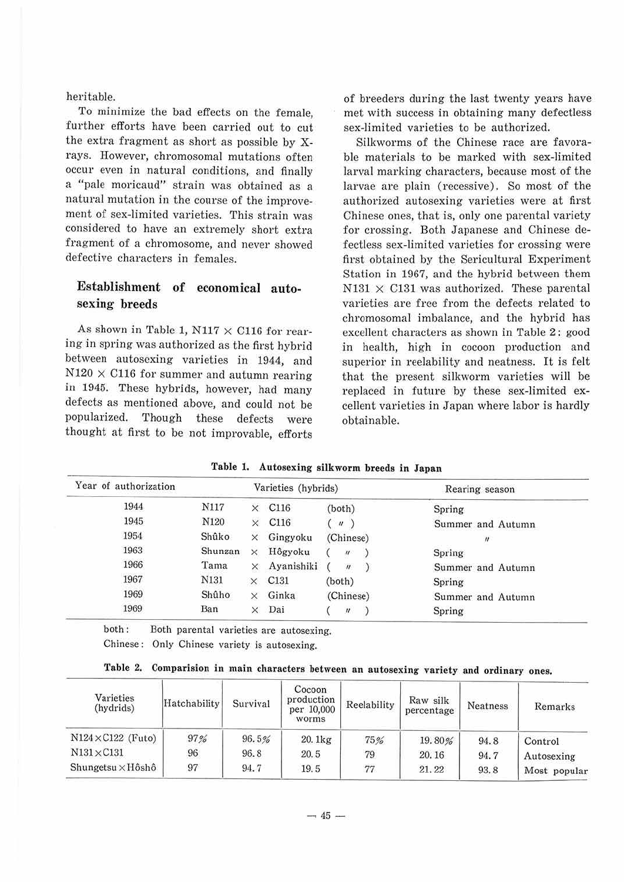heritable.

To minimize the bad effects on the female, further efforts have been carried out to cut the extra fragment as short as possible by X-rays. However, chromosomal mutations often occur even in natural conditions, and finally a "pale moricaud" strain was obtained as a natural mutation in the course of the improvement of sex-limited varieties. This strain was considered to have an extremely short extra fragment of a chromosome, and never showed defective characters in females.

## Establishment of economical autosexing breeds

As shown in Table 1, N117 × C116 for rearing in spring was authorized as the first hybrid between autosexing varieties in 1944, and N120 × C116 for summer and autumn rearing in 1945. These hybrids, however, had many defects as mentioned above, and could not be popularized. Though these defects were thought at first to be not improvable, efforts of breeders during the last twenty years have met with success in obtaining many defectless sex-limited varieties to be authorized.

Silkworms of the Chinese race are favorable materials to be marked with sex-limited larval marking characters, because most of the larvae are plain (recessive). So most of the authorized autosexing varieties were at first Chinese ones, that is, only one parental variety for crossing. Both Japanese and Chinese defectless sex-limited varieties for crossing were first obtained by the Sericultural Experiment Station in 1967, and the hybrid between them N131 × C131 was authorized. These parental varieties are free from the defects related to chromosomal imbalance, and the hybrid has excellent characters as shown in Table 2: good in health, high in cocoon production and superior in reelability and neatness. It is felt that the present silkworm varieties will be replaced in future by these sex-limited excellent varieties in Japan where labor is hardly obtainable.

**Table 1. Autosexing silkworm breeds in Japan**

| Year of authorization | Varieties (hybrids) | | Rearing season |
|---|---|---|---|
| 1944 | N117 × C116 | (both) | Spring |
| 1945 | N120 × C116 | ( 〃 ) | Summer and Autumn |
| 1954 | Shûko × Gingyoku | (Chinese) | 〃 |
| 1963 | Shunzan × Hôgyoku | ( 〃 ) | Spring |
| 1966 | Tama × Ayanishiki | ( 〃 ) | Summer and Autumn |
| 1967 | N131 × C131 | (both) | Spring |
| 1969 | Shûho × Ginka | (Chinese) | Summer and Autumn |
| 1969 | Ban × Dai | ( 〃 ) | Spring |

both: Both parental varieties are autosexing.
Chinese: Only Chinese variety is autosexing.

**Table 2. Comparision in main characters between an autosexing variety and ordinary ones.**

| Varieties (hydrids) | Hatchability | Survival | Cocoon production per 10,000 worms | Reelability | Raw silk percentage | Neatness | Remarks |
|---|---|---|---|---|---|---|---|
| N124×C122 (Futo) | 97% | 96.5% | 20.1kg | 75% | 19.80% | 94.8 | Control |
| N131×C131 | 96 | 96.8 | 20.5 | 79 | 20.16 | 94.7 | Autosexing |
| Shungetsu×Hôshô | 97 | 94.7 | 19.5 | 77 | 21.22 | 93.8 | Most popular |